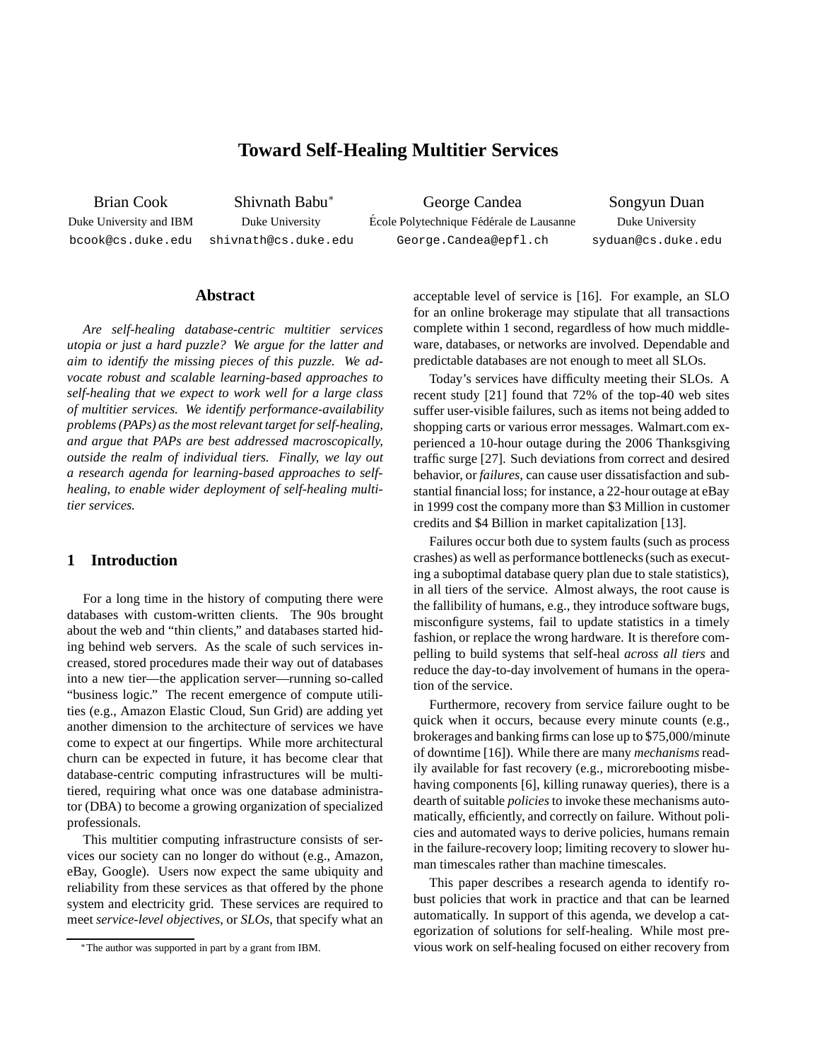# Toward Self-Healing Multitier Services

Brian Cook
Duke University and IBM
bcook@cs.duke.edu

Shivnath Babu*
Duke University
shivnath@cs.duke.edu

George Candea
École Polytechnique Fédérale de Lausanne
George.Candea@epfl.ch

Songyun Duan
Duke University
syduan@cs.duke.edu

## Abstract

*Are self-healing database-centric multitier services utopia or just a hard puzzle? We argue for the latter and aim to identify the missing pieces of this puzzle. We advocate robust and scalable learning-based approaches to self-healing that we expect to work well for a large class of multitier services. We identify performance-availability problems (PAPs) as the most relevant target for self-healing, and argue that PAPs are best addressed macroscopically, outside the realm of individual tiers. Finally, we lay out a research agenda for learning-based approaches to self-healing, to enable wider deployment of self-healing multitier services.*

## 1 Introduction

For a long time in the history of computing there were databases with custom-written clients. The 90s brought about the web and "thin clients," and databases started hiding behind web servers. As the scale of such services increased, stored procedures made their way out of databases into a new tier—the application server—running so-called "business logic." The recent emergence of compute utilities (e.g., Amazon Elastic Cloud, Sun Grid) are adding yet another dimension to the architecture of services we have come to expect at our fingertips. While more architectural churn can be expected in future, it has become clear that database-centric computing infrastructures will be multitiered, requiring what once was one database administrator (DBA) to become a growing organization of specialized professionals.

This multitier computing infrastructure consists of services our society can no longer do without (e.g., Amazon, eBay, Google). Users now expect the same ubiquity and reliability from these services as that offered by the phone system and electricity grid. These services are required to meet *service-level objectives*, or *SLOs*, that specify what an acceptable level of service is [16]. For example, an SLO for an online brokerage may stipulate that all transactions complete within 1 second, regardless of how much middleware, databases, or networks are involved. Dependable and predictable databases are not enough to meet all SLOs.

Today's services have difficulty meeting their SLOs. A recent study [21] found that 72% of the top-40 web sites suffer user-visible failures, such as items not being added to shopping carts or various error messages. Walmart.com experienced a 10-hour outage during the 2006 Thanksgiving traffic surge [27]. Such deviations from correct and desired behavior, or *failures*, can cause user dissatisfaction and substantial financial loss; for instance, a 22-hour outage at eBay in 1999 cost the company more than $3 Million in customer credits and $4 Billion in market capitalization [13].

Failures occur both due to system faults (such as process crashes) as well as performance bottlenecks (such as executing a suboptimal database query plan due to stale statistics), in all tiers of the service. Almost always, the root cause is the fallibility of humans, e.g., they introduce software bugs, misconfigure systems, fail to update statistics in a timely fashion, or replace the wrong hardware. It is therefore compelling to build systems that self-heal *across all tiers* and reduce the day-to-day involvement of humans in the operation of the service.

Furthermore, recovery from service failure ought to be quick when it occurs, because every minute counts (e.g., brokerages and banking firms can lose up to $75,000/minute of downtime [16]). While there are many *mechanisms* readily available for fast recovery (e.g., microrebooting misbehaving components [6], killing runaway queries), there is a dearth of suitable *policies* to invoke these mechanisms automatically, efficiently, and correctly on failure. Without policies and automated ways to derive policies, humans remain in the failure-recovery loop; limiting recovery to slower human timescales rather than machine timescales.

This paper describes a research agenda to identify robust policies that work in practice and that can be learned automatically. In support of this agenda, we develop a categorization of solutions for self-healing. While most previous work on self-healing focused on either recovery from

*The author was supported in part by a grant from IBM.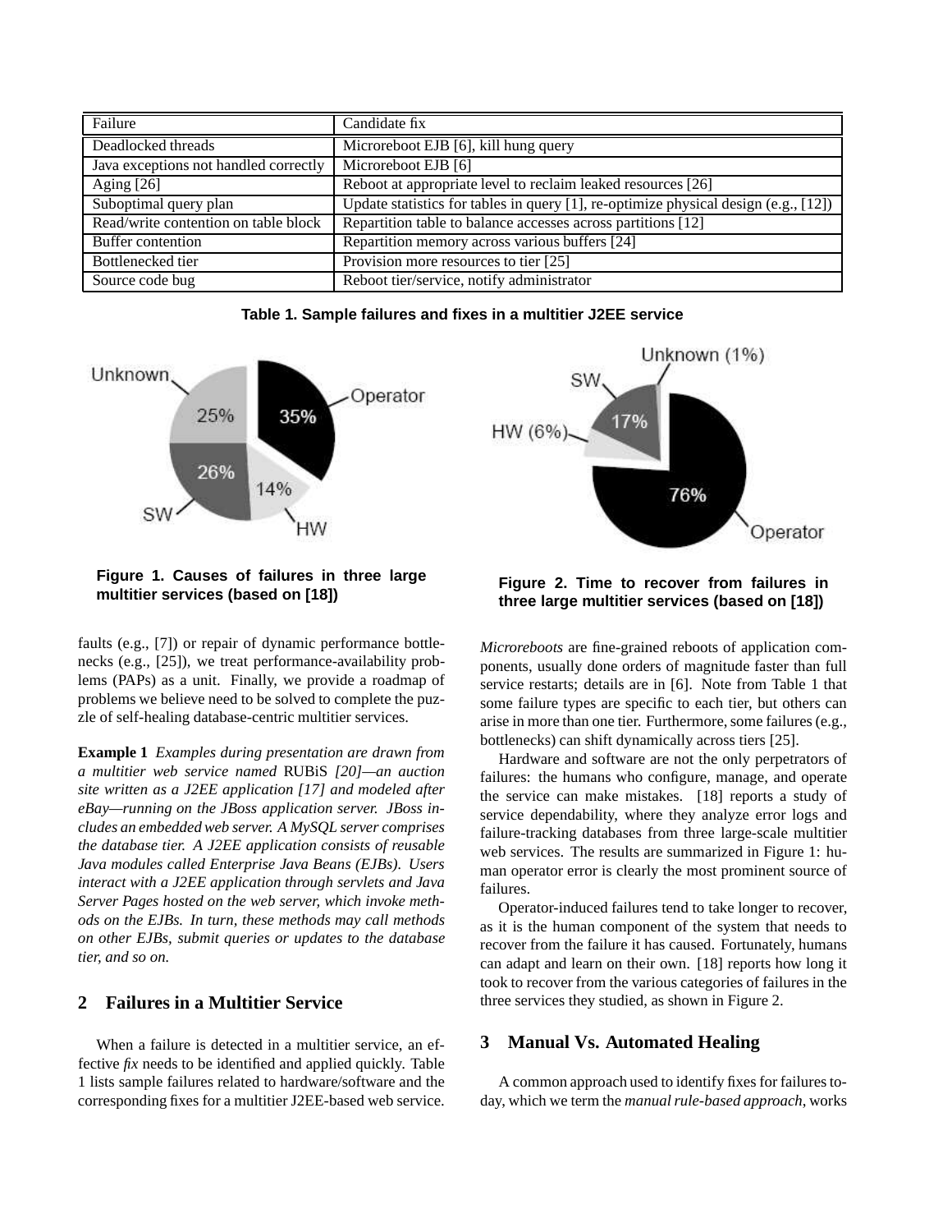| Failure | Candidate fix |
|---|---|
| Deadlocked threads | Microreboot EJB [6], kill hung query |
| Java exceptions not handled correctly | Microreboot EJB [6] |
| Aging [26] | Reboot at appropriate level to reclaim leaked resources [26] |
| Suboptimal query plan | Update statistics for tables in query [1], re-optimize physical design (e.g., [12]) |
| Read/write contention on table block | Repartition table to balance accesses across partitions [12] |
| Buffer contention | Repartition memory across various buffers [24] |
| Bottlenecked tier | Provision more resources to tier [25] |
| Source code bug | Reboot tier/service, notify administrator |

**Table 1. Sample failures and fixes in a multitier J2EE service**

**Figure 1. Causes of failures in three large multitier services (based on [18])**

**Figure 2. Time to recover from failures in three large multitier services (based on [18])**

faults (e.g., [7]) or repair of dynamic performance bottlenecks (e.g., [25]), we treat performance-availability problems (PAPs) as a unit. Finally, we provide a roadmap of problems we believe need to be solved to complete the puzzle of self-healing database-centric multitier services.

**Example 1** *Examples during presentation are drawn from a multitier web service named* RUBiS *[20]—an auction site written as a J2EE application [17] and modeled after eBay—running on the JBoss application server. JBoss includes an embedded web server. A MySQL server comprises the database tier. A J2EE application consists of reusable Java modules called Enterprise Java Beans (EJBs). Users interact with a J2EE application through servlets and Java Server Pages hosted on the web server, which invoke methods on the EJBs. In turn, these methods may call methods on other EJBs, submit queries or updates to the database tier, and so on.*

## 2 Failures in a Multitier Service

When a failure is detected in a multitier service, an effective *fix* needs to be identified and applied quickly. Table 1 lists sample failures related to hardware/software and the corresponding fixes for a multitier J2EE-based web service. *Microreboots* are fine-grained reboots of application components, usually done orders of magnitude faster than full service restarts; details are in [6]. Note from Table 1 that some failure types are specific to each tier, but others can arise in more than one tier. Furthermore, some failures (e.g., bottlenecks) can shift dynamically across tiers [25].

Hardware and software are not the only perpetrators of failures: the humans who configure, manage, and operate the service can make mistakes. [18] reports a study of service dependability, where they analyze error logs and failure-tracking databases from three large-scale multitier web services. The results are summarized in Figure 1: human operator error is clearly the most prominent source of failures.

Operator-induced failures tend to take longer to recover, as it is the human component of the system that needs to recover from the failure it has caused. Fortunately, humans can adapt and learn on their own. [18] reports how long it took to recover from the various categories of failures in the three services they studied, as shown in Figure 2.

## 3 Manual Vs. Automated Healing

A common approach used to identify fixes for failures today, which we term the *manual rule-based approach*, works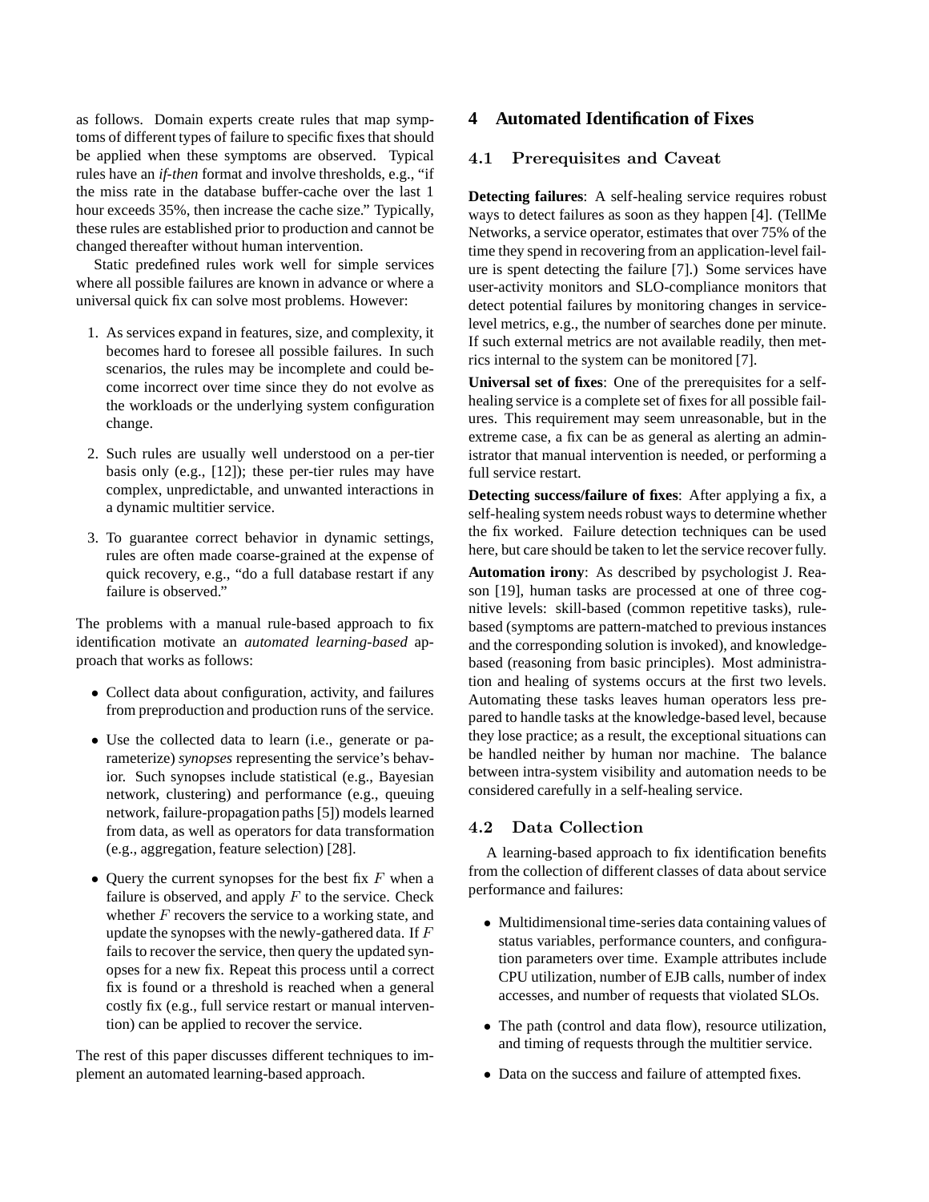as follows. Domain experts create rules that map symptoms of different types of failure to specific fixes that should be applied when these symptoms are observed. Typical rules have an *if-then* format and involve thresholds, e.g., "if the miss rate in the database buffer-cache over the last 1 hour exceeds 35%, then increase the cache size." Typically, these rules are established prior to production and cannot be changed thereafter without human intervention.

Static predefined rules work well for simple services where all possible failures are known in advance or where a universal quick fix can solve most problems. However:

1. As services expand in features, size, and complexity, it becomes hard to foresee all possible failures. In such scenarios, the rules may be incomplete and could become incorrect over time since they do not evolve as the workloads or the underlying system configuration change.
2. Such rules are usually well understood on a per-tier basis only (e.g., [12]); these per-tier rules may have complex, unpredictable, and unwanted interactions in a dynamic multitier service.
3. To guarantee correct behavior in dynamic settings, rules are often made coarse-grained at the expense of quick recovery, e.g., "do a full database restart if any failure is observed."

The problems with a manual rule-based approach to fix identification motivate an *automated learning-based* approach that works as follows:

- Collect data about configuration, activity, and failures from preproduction and production runs of the service.
- Use the collected data to learn (i.e., generate or parameterize) *synopses* representing the service's behavior. Such synopses include statistical (e.g., Bayesian network, clustering) and performance (e.g., queuing network, failure-propagation paths [5]) models learned from data, as well as operators for data transformation (e.g., aggregation, feature selection) [28].
- Query the current synopses for the best fix $F$ when a failure is observed, and apply $F$ to the service. Check whether $F$ recovers the service to a working state, and update the synopses with the newly-gathered data. If $F$ fails to recover the service, then query the updated synopses for a new fix. Repeat this process until a correct fix is found or a threshold is reached when a general costly fix (e.g., full service restart or manual intervention) can be applied to recover the service.

The rest of this paper discusses different techniques to implement an automated learning-based approach.

# 4 Automated Identification of Fixes

## 4.1 Prerequisites and Caveat

**Detecting failures**: A self-healing service requires robust ways to detect failures as soon as they happen [4]. (TellMe Networks, a service operator, estimates that over 75% of the time they spend in recovering from an application-level failure is spent detecting the failure [7].) Some services have user-activity monitors and SLO-compliance monitors that detect potential failures by monitoring changes in service-level metrics, e.g., the number of searches done per minute. If such external metrics are not available readily, then metrics internal to the system can be monitored [7].

**Universal set of fixes**: One of the prerequisites for a self-healing service is a complete set of fixes for all possible failures. This requirement may seem unreasonable, but in the extreme case, a fix can be as general as alerting an administrator that manual intervention is needed, or performing a full service restart.

**Detecting success/failure of fixes**: After applying a fix, a self-healing system needs robust ways to determine whether the fix worked. Failure detection techniques can be used here, but care should be taken to let the service recover fully.

**Automation irony**: As described by psychologist J. Reason [19], human tasks are processed at one of three cognitive levels: skill-based (common repetitive tasks), rule-based (symptoms are pattern-matched to previous instances and the corresponding solution is invoked), and knowledge-based (reasoning from basic principles). Most administration and healing of systems occurs at the first two levels. Automating these tasks leaves human operators less prepared to handle tasks at the knowledge-based level, because they lose practice; as a result, the exceptional situations can be handled neither by human nor machine. The balance between intra-system visibility and automation needs to be considered carefully in a self-healing service.

## 4.2 Data Collection

A learning-based approach to fix identification benefits from the collection of different classes of data about service performance and failures:

- Multidimensional time-series data containing values of status variables, performance counters, and configuration parameters over time. Example attributes include CPU utilization, number of EJB calls, number of index accesses, and number of requests that violated SLOs.
- The path (control and data flow), resource utilization, and timing of requests through the multitier service.
- Data on the success and failure of attempted fixes.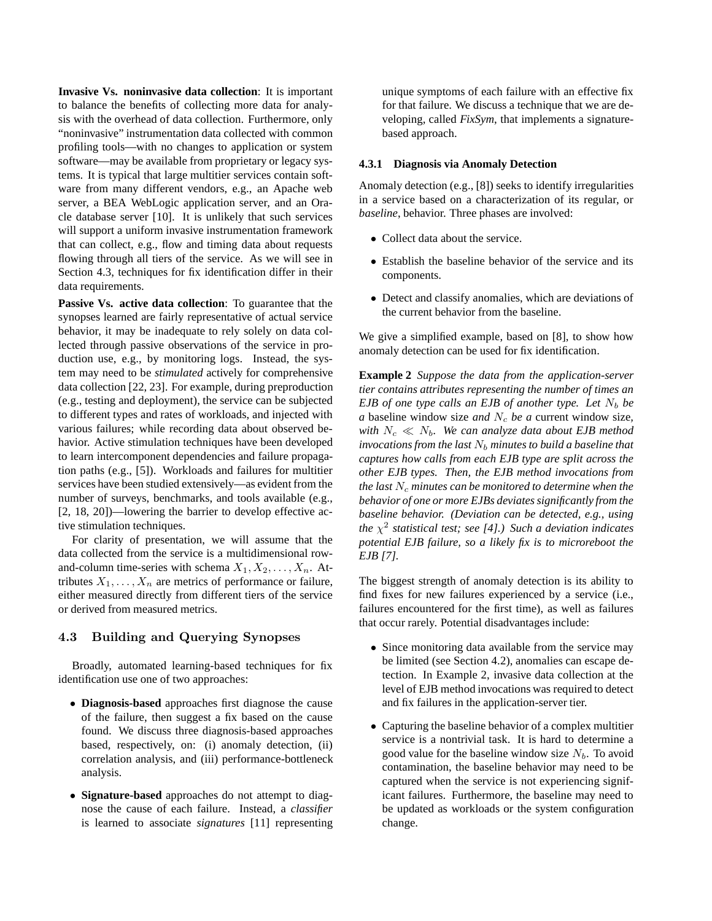**Invasive Vs. noninvasive data collection**: It is important to balance the benefits of collecting more data for analysis with the overhead of data collection. Furthermore, only "noninvasive" instrumentation data collected with common profiling tools—with no changes to application or system software—may be available from proprietary or legacy systems. It is typical that large multitier services contain software from many different vendors, e.g., an Apache web server, a BEA WebLogic application server, and an Oracle database server [10]. It is unlikely that such services will support a uniform invasive instrumentation framework that can collect, e.g., flow and timing data about requests flowing through all tiers of the service. As we will see in Section 4.3, techniques for fix identification differ in their data requirements.

**Passive Vs. active data collection**: To guarantee that the synopses learned are fairly representative of actual service behavior, it may be inadequate to rely solely on data collected through passive observations of the service in production use, e.g., by monitoring logs. Instead, the system may need to be *stimulated* actively for comprehensive data collection [22, 23]. For example, during preproduction (e.g., testing and deployment), the service can be subjected to different types and rates of workloads, and injected with various failures; while recording data about observed behavior. Active stimulation techniques have been developed to learn intercomponent dependencies and failure propagation paths (e.g., [5]). Workloads and failures for multitier services have been studied extensively—as evident from the number of surveys, benchmarks, and tools available (e.g., [2, 18, 20])—lowering the barrier to develop effective active stimulation techniques.

For clarity of presentation, we will assume that the data collected from the service is a multidimensional row-and-column time-series with schema $X_1, X_2, \ldots, X_n$. Attributes $X_1, \ldots, X_n$ are metrics of performance or failure, either measured directly from different tiers of the service or derived from measured metrics.

## 4.3 Building and Querying Synopses

Broadly, automated learning-based techniques for fix identification use one of two approaches:

- **Diagnosis-based** approaches first diagnose the cause of the failure, then suggest a fix based on the cause found. We discuss three diagnosis-based approaches based, respectively, on: (i) anomaly detection, (ii) correlation analysis, and (iii) performance-bottleneck analysis.
- **Signature-based** approaches do not attempt to diagnose the cause of each failure. Instead, a *classifier* is learned to associate *signatures* [11] representing unique symptoms of each failure with an effective fix for that failure. We discuss a technique that we are developing, called *FixSym*, that implements a signature-based approach.

### 4.3.1 Diagnosis via Anomaly Detection

Anomaly detection (e.g., [8]) seeks to identify irregularities in a service based on a characterization of its regular, or *baseline*, behavior. Three phases are involved:

- Collect data about the service.
- Establish the baseline behavior of the service and its components.
- Detect and classify anomalies, which are deviations of the current behavior from the baseline.

We give a simplified example, based on [8], to show how anomaly detection can be used for fix identification.

**Example 2** *Suppose the data from the application-server tier contains attributes representing the number of times an EJB of one type calls an EJB of another type. Let $N_b$ be a* baseline window size *and $N_c$ be a* current window size*, with $N_c \ll N_b$. We can analyze data about EJB method invocations from the last $N_b$ minutes to build a baseline that captures how calls from each EJB type are split across the other EJB types. Then, the EJB method invocations from the last $N_c$ minutes can be monitored to determine when the behavior of one or more EJBs deviates significantly from the baseline behavior. (Deviation can be detected, e.g., using the $\chi^2$ statistical test; see [4].) Such a deviation indicates potential EJB failure, so a likely fix is to microreboot the EJB [7].*

The biggest strength of anomaly detection is its ability to find fixes for new failures experienced by a service (i.e., failures encountered for the first time), as well as failures that occur rarely. Potential disadvantages include:

- Since monitoring data available from the service may be limited (see Section 4.2), anomalies can escape detection. In Example 2, invasive data collection at the level of EJB method invocations was required to detect and fix failures in the application-server tier.
- Capturing the baseline behavior of a complex multitier service is a nontrivial task. It is hard to determine a good value for the baseline window size $N_b$. To avoid contamination, the baseline behavior may need to be captured when the service is not experiencing significant failures. Furthermore, the baseline may need to be updated as workloads or the system configuration change.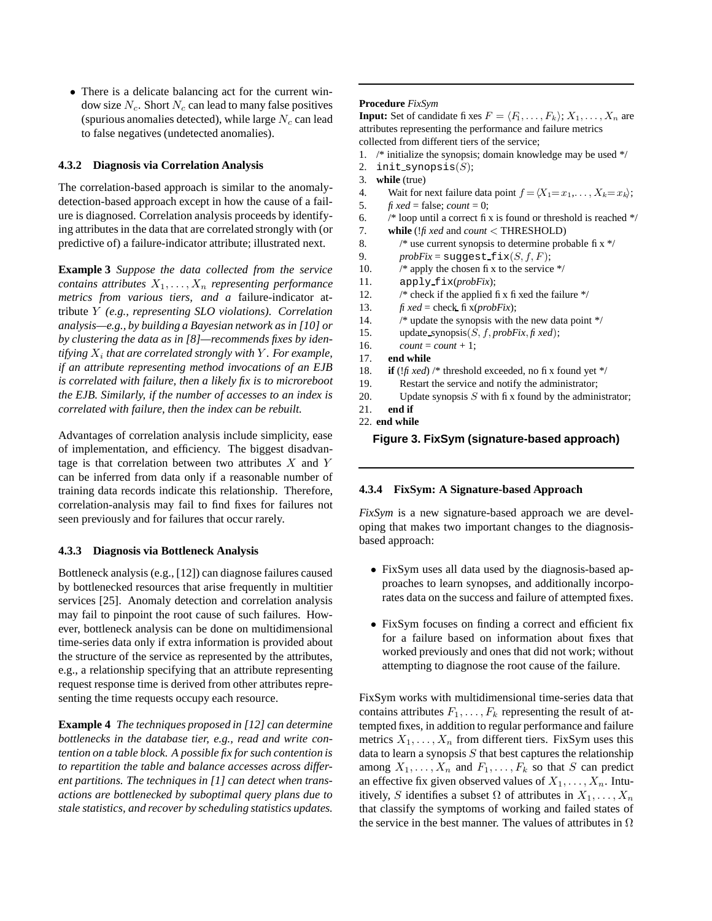- There is a delicate balancing act for the current window size $N_c$. Short $N_c$ can lead to many false positives (spurious anomalies detected), while large $N_c$ can lead to false negatives (undetected anomalies).

#### 4.3.2 Diagnosis via Correlation Analysis

The correlation-based approach is similar to the anomaly-detection-based approach except in how the cause of a failure is diagnosed. Correlation analysis proceeds by identifying attributes in the data that are correlated strongly with (or predictive of) a failure-indicator attribute; illustrated next.

**Example 3** *Suppose the data collected from the service contains attributes $X_1, \ldots, X_n$ representing performance metrics from various tiers, and a* failure-indicator attribute $Y$ *(e.g., representing SLO violations). Correlation analysis—e.g., by building a Bayesian network as in [10] or by clustering the data as in [8]—recommends fixes by identifying $X_i$ that are correlated strongly with $Y$. For example, if an attribute representing method invocations of an EJB is correlated with failure, then a likely fix is to microreboot the EJB. Similarly, if the number of accesses to an index is correlated with failure, then the index can be rebuilt.*

Advantages of correlation analysis include simplicity, ease of implementation, and efficiency. The biggest disadvantage is that correlation between two attributes $X$ and $Y$ can be inferred from data only if a reasonable number of training data records indicate this relationship. Therefore, correlation-analysis may fail to find fixes for failures not seen previously and for failures that occur rarely.

#### 4.3.3 Diagnosis via Bottleneck Analysis

Bottleneck analysis (e.g., [12]) can diagnose failures caused by bottlenecked resources that arise frequently in multitier services [25]. Anomaly detection and correlation analysis may fail to pinpoint the root cause of such failures. However, bottleneck analysis can be done on multidimensional time-series data only if extra information is provided about the structure of the service as represented by the attributes, e.g., a relationship specifying that an attribute representing request response time is derived from other attributes representing the time requests occupy each resource.

**Example 4** *The techniques proposed in [12] can determine bottlenecks in the database tier, e.g., read and write contention on a table block. A possible fix for such contention is to repartition the table and balance accesses across different partitions. The techniques in [1] can detect when transactions are bottlenecked by suboptimal query plans due to stale statistics, and recover by scheduling statistics updates.*

---

**Procedure** *FixSym*

**Input:** Set of candidate fixes $F = \langle F_1, \ldots, F_k \rangle$; $X_1, \ldots, X_n$ are attributes representing the performance and failure metrics collected from different tiers of the service;

```
1.  /* initialize the synopsis; domain knowledge may be used */
2.  init_synopsis(S);
3.  while (true)
4.     Wait for next failure data point f = <X1=x1, ..., Xk=xk>;
5.     fixed = false; count = 0;
6.     /* loop until a correct fix is found or threshold is reached */
7.     while (!fixed and count < THRESHOLD)
8.        /* use current synopsis to determine probable fix */
9.        probFix = suggest_fix(S, f, F);
10.       /* apply the chosen fix to the service */
11.       apply_fix(probFix);
12.       /* check if the applied fix fixed the failure */
13.       fixed = check_fix(probFix);
14.       /* update the synopsis with the new data point */
15.       update_synopsis(S, f, probFix, fixed);
16.       count = count + 1;
17.    end while
18.    if (!fixed) /* threshold exceeded, no fix found yet */
19.       Restart the service and notify the administrator;
20.       Update synopsis S with fix found by the administrator;
21.    end if
22. end while
```

**Figure 3. FixSym (signature-based approach)**

---

#### 4.3.4 FixSym: A Signature-based Approach

*FixSym* is a new signature-based approach we are developing that makes two important changes to the diagnosis-based approach:

- FixSym uses all data used by the diagnosis-based approaches to learn synopses, and additionally incorporates data on the success and failure of attempted fixes.
- FixSym focuses on finding a correct and efficient fix for a failure based on information about fixes that worked previously and ones that did not work; without attempting to diagnose the root cause of the failure.

FixSym works with multidimensional time-series data that contains attributes $F_1, \ldots, F_k$ representing the result of attempted fixes, in addition to regular performance and failure metrics $X_1, \ldots, X_n$ from different tiers. FixSym uses this data to learn a synopsis $S$ that best captures the relationship among $X_1, \ldots, X_n$ and $F_1, \ldots, F_k$ so that $S$ can predict an effective fix given observed values of $X_1, \ldots, X_n$. Intuitively, $S$ identifies a subset $\Omega$ of attributes in $X_1, \ldots, X_n$ that classify the symptoms of working and failed states of the service in the best manner. The values of attributes in $\Omega$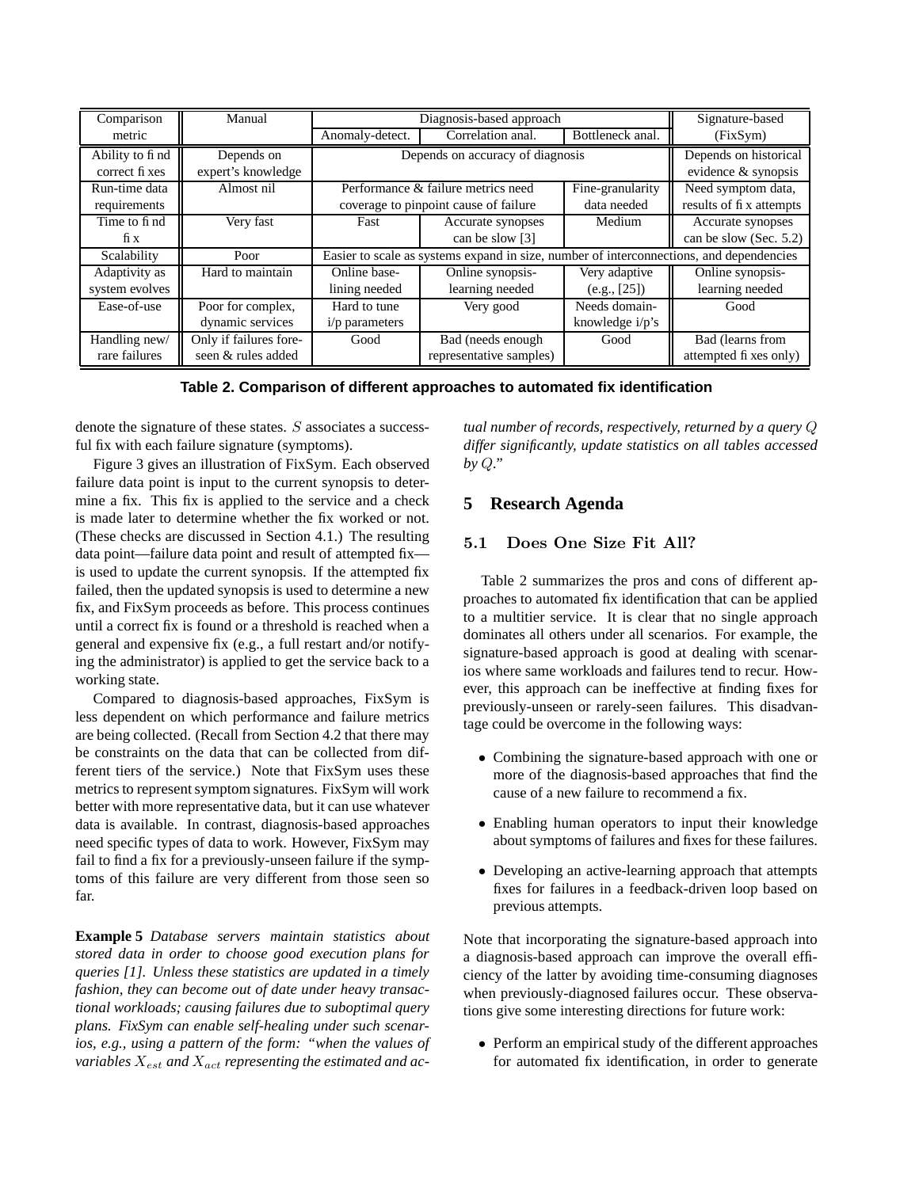| Comparison metric | Manual | Diagnosis-based approach | | | Signature-based (FixSym) |
|---|---|---|---|---|---|
| | | Anomaly-detect. | Correlation anal. | Bottleneck anal. | |
| Ability to find correct fixes | Depends on expert's knowledge | Depends on accuracy of diagnosis | | | Depends on historical evidence & synopsis |
| Run-time data requirements | Almost nil | Performance & failure metrics need coverage to pinpoint cause of failure | | Fine-granularity data needed | Need symptom data, results of fix attempts |
| Time to find fix | Very fast | Fast | Accurate synopses can be slow [3] | Medium | Accurate synopses can be slow (Sec. 5.2) |
| Scalability | Poor | Easier to scale as systems expand in size, number of interconnections, and dependencies | | | |
| Adaptivity as system evolves | Hard to maintain | Online baselining needed | Online synopsis-learning needed | Very adaptive (e.g., [25]) | Online synopsis-learning needed |
| Ease-of-use | Poor for complex, dynamic services | Hard to tune i/p parameters | Very good | Needs domain-knowledge i/p's | Good |
| Handling new/ rare failures | Only if failures foreseen & rules added | Good | Bad (needs enough representative samples) | Good | Bad (learns from attempted fixes only) |

**Table 2. Comparison of different approaches to automated fix identification**

denote the signature of these states. $S$ associates a successful fix with each failure signature (symptoms).

Figure 3 gives an illustration of FixSym. Each observed failure data point is input to the current synopsis to determine a fix. This fix is applied to the service and a check is made later to determine whether the fix worked or not. (These checks are discussed in Section 4.1.) The resulting data point—failure data point and result of attempted fix—is used to update the current synopsis. If the attempted fix failed, then the updated synopsis is used to determine a new fix, and FixSym proceeds as before. This process continues until a correct fix is found or a threshold is reached when a general and expensive fix (e.g., a full restart and/or notifying the administrator) is applied to get the service back to a working state.

Compared to diagnosis-based approaches, FixSym is less dependent on which performance and failure metrics are being collected. (Recall from Section 4.2 that there may be constraints on the data that can be collected from different tiers of the service.) Note that FixSym uses these metrics to represent symptom signatures. FixSym will work better with more representative data, but it can use whatever data is available. In contrast, diagnosis-based approaches need specific types of data to work. However, FixSym may fail to find a fix for a previously-unseen failure if the symptoms of this failure are very different from those seen so far.

**Example 5** *Database servers maintain statistics about stored data in order to choose good execution plans for queries [1]. Unless these statistics are updated in a timely fashion, they can become out of date under heavy transactional workloads; causing failures due to suboptimal query plans. FixSym can enable self-healing under such scenarios, e.g., using a pattern of the form: "when the values of variables $X_{est}$ and $X_{act}$ representing the estimated and actual number of records, respectively, returned by a query $Q$ differ significantly, update statistics on all tables accessed by $Q$."*

## 5 Research Agenda

### 5.1 Does One Size Fit All?

Table 2 summarizes the pros and cons of different approaches to automated fix identification that can be applied to a multitier service. It is clear that no single approach dominates all others under all scenarios. For example, the signature-based approach is good at dealing with scenarios where same workloads and failures tend to recur. However, this approach can be ineffective at finding fixes for previously-unseen or rarely-seen failures. This disadvantage could be overcome in the following ways:

- Combining the signature-based approach with one or more of the diagnosis-based approaches that find the cause of a new failure to recommend a fix.
- Enabling human operators to input their knowledge about symptoms of failures and fixes for these failures.
- Developing an active-learning approach that attempts fixes for failures in a feedback-driven loop based on previous attempts.

Note that incorporating the signature-based approach into a diagnosis-based approach can improve the overall efficiency of the latter by avoiding time-consuming diagnoses when previously-diagnosed failures occur. These observations give some interesting directions for future work:

- Perform an empirical study of the different approaches for automated fix identification, in order to generate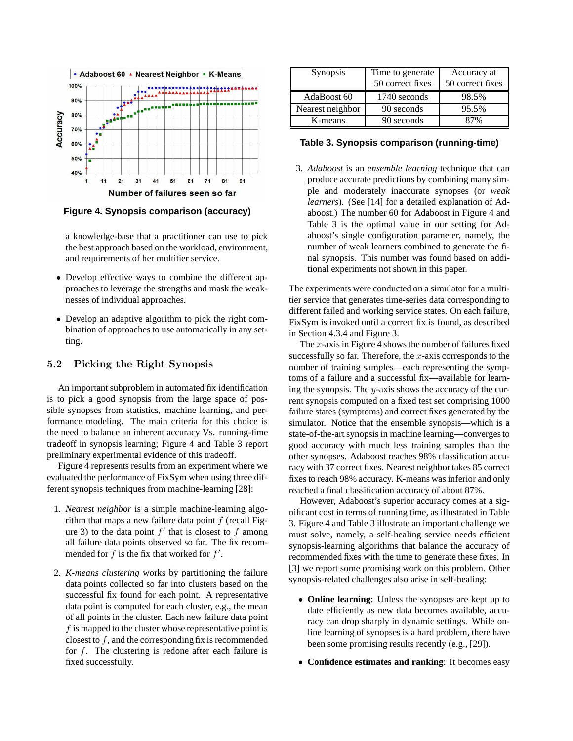Figure 4. Synopsis comparison (accuracy)

a knowledge-base that a practitioner can use to pick the best approach based on the workload, environment, and requirements of her multitier service.

- Develop effective ways to combine the different approaches to leverage the strengths and mask the weaknesses of individual approaches.
- Develop an adaptive algorithm to pick the right combination of approaches to use automatically in any setting.

## 5.2 Picking the Right Synopsis

An important subproblem in automated fix identification is to pick a good synopsis from the large space of possible synopses from statistics, machine learning, and performance modeling. The main criteria for this choice is the need to balance an inherent accuracy Vs. running-time tradeoff in synopsis learning; Figure 4 and Table 3 report preliminary experimental evidence of this tradeoff.

Figure 4 represents results from an experiment where we evaluated the performance of FixSym when using three different synopsis techniques from machine-learning [28]:

1. *Nearest neighbor* is a simple machine-learning algorithm that maps a new failure data point $f$ (recall Figure 3) to the data point $f'$ that is closest to $f$ among all failure data points observed so far. The fix recommended for $f$ is the fix that worked for $f'$.
2. *K-means clustering* works by partitioning the failure data points collected so far into clusters based on the successful fix found for each point. A representative data point is computed for each cluster, e.g., the mean of all points in the cluster. Each new failure data point $f$ is mapped to the cluster whose representative point is closest to $f$, and the corresponding fix is recommended for $f$. The clustering is redone after each failure is fixed successfully.

| Synopsis | Time to generate 50 correct fixes | Accuracy at 50 correct fixes |
|---|---|---|
| AdaBoost 60 | 1740 seconds | 98.5% |
| Nearest neighbor | 90 seconds | 95.5% |
| K-means | 90 seconds | 87% |

Table 3. Synopsis comparison (running-time)

3. *Adaboost* is an *ensemble learning* technique that can produce accurate predictions by combining many simple and moderately inaccurate synopses (or *weak learners*). (See [14] for a detailed explanation of Adaboost.) The number 60 for Adaboost in Figure 4 and Table 3 is the optimal value in our setting for Adaboost's single configuration parameter, namely, the number of weak learners combined to generate the final synopsis. This number was found based on additional experiments not shown in this paper.

The experiments were conducted on a simulator for a multitier service that generates time-series data corresponding to different failed and working service states. On each failure, FixSym is invoked until a correct fix is found, as described in Section 4.3.4 and Figure 3.

The $x$-axis in Figure 4 shows the number of failures fixed successfully so far. Therefore, the $x$-axis corresponds to the number of training samples—each representing the symptoms of a failure and a successful fix—available for learning the synopsis. The $y$-axis shows the accuracy of the current synopsis computed on a fixed test set comprising 1000 failure states (symptoms) and correct fixes generated by the simulator. Notice that the ensemble synopsis—which is a state-of-the-art synopsis in machine learning—converges to good accuracy with much less training samples than the other synopses. Adaboost reaches 98% classification accuracy with 37 correct fixes. Nearest neighbor takes 85 correct fixes to reach 98% accuracy. K-means was inferior and only reached a final classification accuracy of about 87%.

However, Adaboost's superior accuracy comes at a significant cost in terms of running time, as illustrated in Table 3. Figure 4 and Table 3 illustrate an important challenge we must solve, namely, a self-healing service needs efficient synopsis-learning algorithms that balance the accuracy of recommended fixes with the time to generate these fixes. In [3] we report some promising work on this problem. Other synopsis-related challenges also arise in self-healing:

- **Online learning**: Unless the synopses are kept up to date efficiently as new data becomes available, accuracy can drop sharply in dynamic settings. While online learning of synopses is a hard problem, there have been some promising results recently (e.g., [29]).
- **Confidence estimates and ranking**: It becomes easy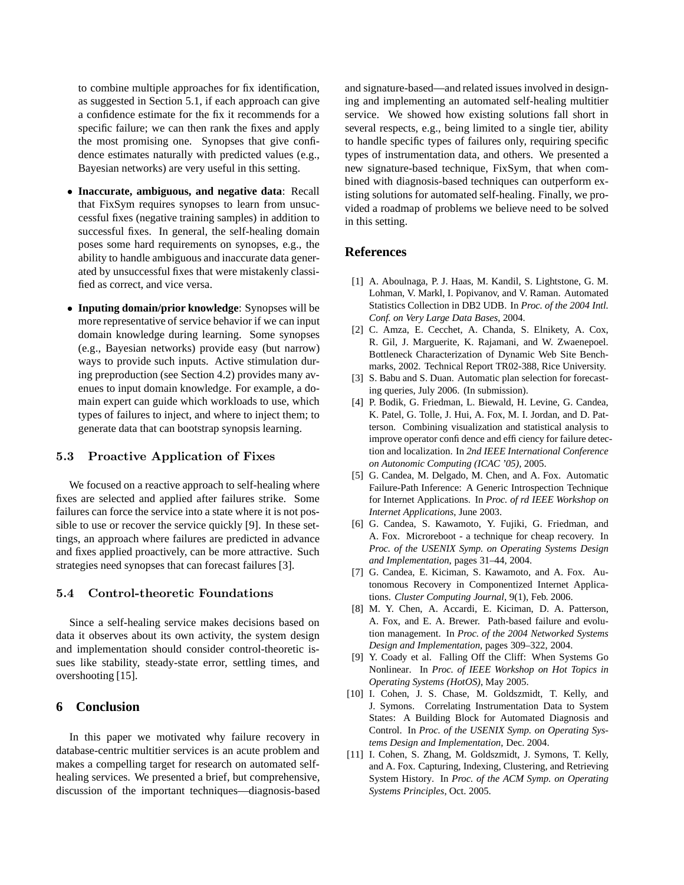to combine multiple approaches for fix identification, as suggested in Section 5.1, if each approach can give a confidence estimate for the fix it recommends for a specific failure; we can then rank the fixes and apply the most promising one. Synopses that give confidence estimates naturally with predicted values (e.g., Bayesian networks) are very useful in this setting.

- **Inaccurate, ambiguous, and negative data**: Recall that FixSym requires synopses to learn from unsuccessful fixes (negative training samples) in addition to successful fixes. In general, the self-healing domain poses some hard requirements on synopses, e.g., the ability to handle ambiguous and inaccurate data generated by unsuccessful fixes that were mistakenly classified as correct, and vice versa.

- **Inputing domain/prior knowledge**: Synopses will be more representative of service behavior if we can input domain knowledge during learning. Some synopses (e.g., Bayesian networks) provide easy (but narrow) ways to provide such inputs. Active stimulation during preproduction (see Section 4.2) provides many avenues to input domain knowledge. For example, a domain expert can guide which workloads to use, which types of failures to inject, and where to inject them; to generate data that can bootstrap synopsis learning.

### 5.3 Proactive Application of Fixes

We focused on a reactive approach to self-healing where fixes are selected and applied after failures strike. Some failures can force the service into a state where it is not possible to use or recover the service quickly [9]. In these settings, an approach where failures are predicted in advance and fixes applied proactively, can be more attractive. Such strategies need synopses that can forecast failures [3].

### 5.4 Control-theoretic Foundations

Since a self-healing service makes decisions based on data it observes about its own activity, the system design and implementation should consider control-theoretic issues like stability, steady-state error, settling times, and overshooting [15].

## 6 Conclusion

In this paper we motivated why failure recovery in database-centric multitier services is an acute problem and makes a compelling target for research on automated self-healing services. We presented a brief, but comprehensive, discussion of the important techniques—diagnosis-based and signature-based—and related issues involved in designing and implementing an automated self-healing multitier service. We showed how existing solutions fall short in several respects, e.g., being limited to a single tier, ability to handle specific types of failures only, requiring specific types of instrumentation data, and others. We presented a new signature-based technique, FixSym, that when combined with diagnosis-based techniques can outperform existing solutions for automated self-healing. Finally, we provided a roadmap of problems we believe need to be solved in this setting.

## References

[1] A. Aboulnaga, P. J. Haas, M. Kandil, S. Lightstone, G. M. Lohman, V. Markl, I. Popivanov, and V. Raman. Automated Statistics Collection in DB2 UDB. In *Proc. of the 2004 Intl. Conf. on Very Large Data Bases*, 2004.

[2] C. Amza, E. Cecchet, A. Chanda, S. Elnikety, A. Cox, R. Gil, J. Marguerite, K. Rajamani, and W. Zwaenepoel. Bottleneck Characterization of Dynamic Web Site Benchmarks, 2002. Technical Report TR02-388, Rice University.

[3] S. Babu and S. Duan. Automatic plan selection for forecasting queries, July 2006. (In submission).

[4] P. Bodik, G. Friedman, L. Biewald, H. Levine, G. Candea, K. Patel, G. Tolle, J. Hui, A. Fox, M. I. Jordan, and D. Patterson. Combining visualization and statistical analysis to improve operator confidence and efficiency for failure detection and localization. In *2nd IEEE International Conference on Autonomic Computing (ICAC '05)*, 2005.

[5] G. Candea, M. Delgado, M. Chen, and A. Fox. Automatic Failure-Path Inference: A Generic Introspection Technique for Internet Applications. In *Proc. of rd IEEE Workshop on Internet Applications*, June 2003.

[6] G. Candea, S. Kawamoto, Y. Fujiki, G. Friedman, and A. Fox. Microreboot - a technique for cheap recovery. In *Proc. of the USENIX Symp. on Operating Systems Design and Implementation*, pages 31–44, 2004.

[7] G. Candea, E. Kiciman, S. Kawamoto, and A. Fox. Autonomous Recovery in Componentized Internet Applications. *Cluster Computing Journal*, 9(1), Feb. 2006.

[8] M. Y. Chen, A. Accardi, E. Kiciman, D. A. Patterson, A. Fox, and E. A. Brewer. Path-based failure and evolution management. In *Proc. of the 2004 Networked Systems Design and Implementation*, pages 309–322, 2004.

[9] Y. Coady et al. Falling Off the Cliff: When Systems Go Nonlinear. In *Proc. of IEEE Workshop on Hot Topics in Operating Systems (HotOS)*, May 2005.

[10] I. Cohen, J. S. Chase, M. Goldszmidt, T. Kelly, and J. Symons. Correlating Instrumentation Data to System States: A Building Block for Automated Diagnosis and Control. In *Proc. of the USENIX Symp. on Operating Systems Design and Implementation*, Dec. 2004.

[11] I. Cohen, S. Zhang, M. Goldszmidt, J. Symons, T. Kelly, and A. Fox. Capturing, Indexing, Clustering, and Retrieving System History. In *Proc. of the ACM Symp. on Operating Systems Principles*, Oct. 2005.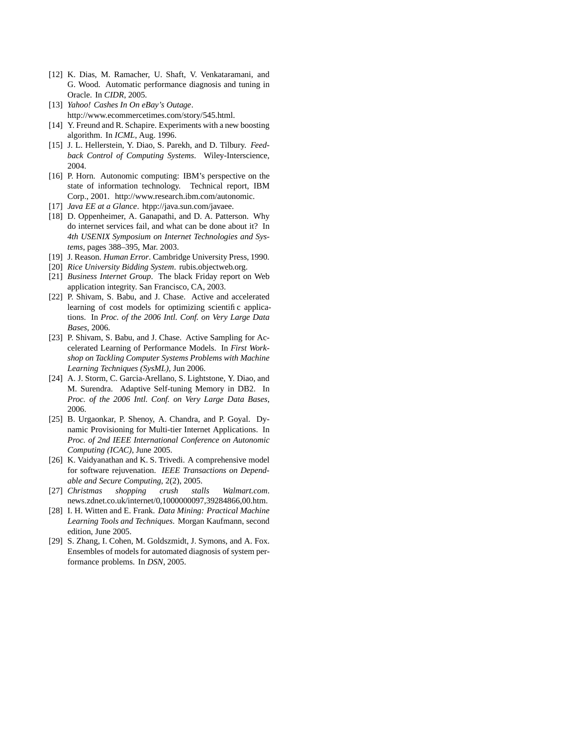[12] K. Dias, M. Ramacher, U. Shaft, V. Venkataramani, and G. Wood. Automatic performance diagnosis and tuning in Oracle. In *CIDR*, 2005.

[13] *Yahoo! Cashes In On eBay's Outage*. http://www.ecommercetimes.com/story/545.html.

[14] Y. Freund and R. Schapire. Experiments with a new boosting algorithm. In *ICML*, Aug. 1996.

[15] J. L. Hellerstein, Y. Diao, S. Parekh, and D. Tilbury. *Feedback Control of Computing Systems*. Wiley-Interscience, 2004.

[16] P. Horn. Autonomic computing: IBM's perspective on the state of information technology. Technical report, IBM Corp., 2001. http://www.research.ibm.com/autonomic.

[17] *Java EE at a Glance*. htpp://java.sun.com/javaee.

[18] D. Oppenheimer, A. Ganapathi, and D. A. Patterson. Why do internet services fail, and what can be done about it? In *4th USENIX Symposium on Internet Technologies and Systems*, pages 388–395, Mar. 2003.

[19] J. Reason. *Human Error*. Cambridge University Press, 1990.

[20] *Rice University Bidding System*. rubis.objectweb.org.

[21] *Business Internet Group*. The black Friday report on Web application integrity. San Francisco, CA, 2003.

[22] P. Shivam, S. Babu, and J. Chase. Active and accelerated learning of cost models for optimizing scientific applications. In *Proc. of the 2006 Intl. Conf. on Very Large Data Bases*, 2006.

[23] P. Shivam, S. Babu, and J. Chase. Active Sampling for Accelerated Learning of Performance Models. In *First Workshop on Tackling Computer Systems Problems with Machine Learning Techniques (SysML)*, Jun 2006.

[24] A. J. Storm, C. Garcia-Arellano, S. Lightstone, Y. Diao, and M. Surendra. Adaptive Self-tuning Memory in DB2. In *Proc. of the 2006 Intl. Conf. on Very Large Data Bases*, 2006.

[25] B. Urgaonkar, P. Shenoy, A. Chandra, and P. Goyal. Dynamic Provisioning for Multi-tier Internet Applications. In *Proc. of 2nd IEEE International Conference on Autonomic Computing (ICAC)*, June 2005.

[26] K. Vaidyanathan and K. S. Trivedi. A comprehensive model for software rejuvenation. *IEEE Transactions on Dependable and Secure Computing*, 2(2), 2005.

[27] *Christmas shopping crush stalls Walmart.com*. news.zdnet.co.uk/internet/0,1000000097,39284866,00.htm.

[28] I. H. Witten and E. Frank. *Data Mining: Practical Machine Learning Tools and Techniques*. Morgan Kaufmann, second edition, June 2005.

[29] S. Zhang, I. Cohen, M. Goldszmidt, J. Symons, and A. Fox. Ensembles of models for automated diagnosis of system performance problems. In *DSN*, 2005.